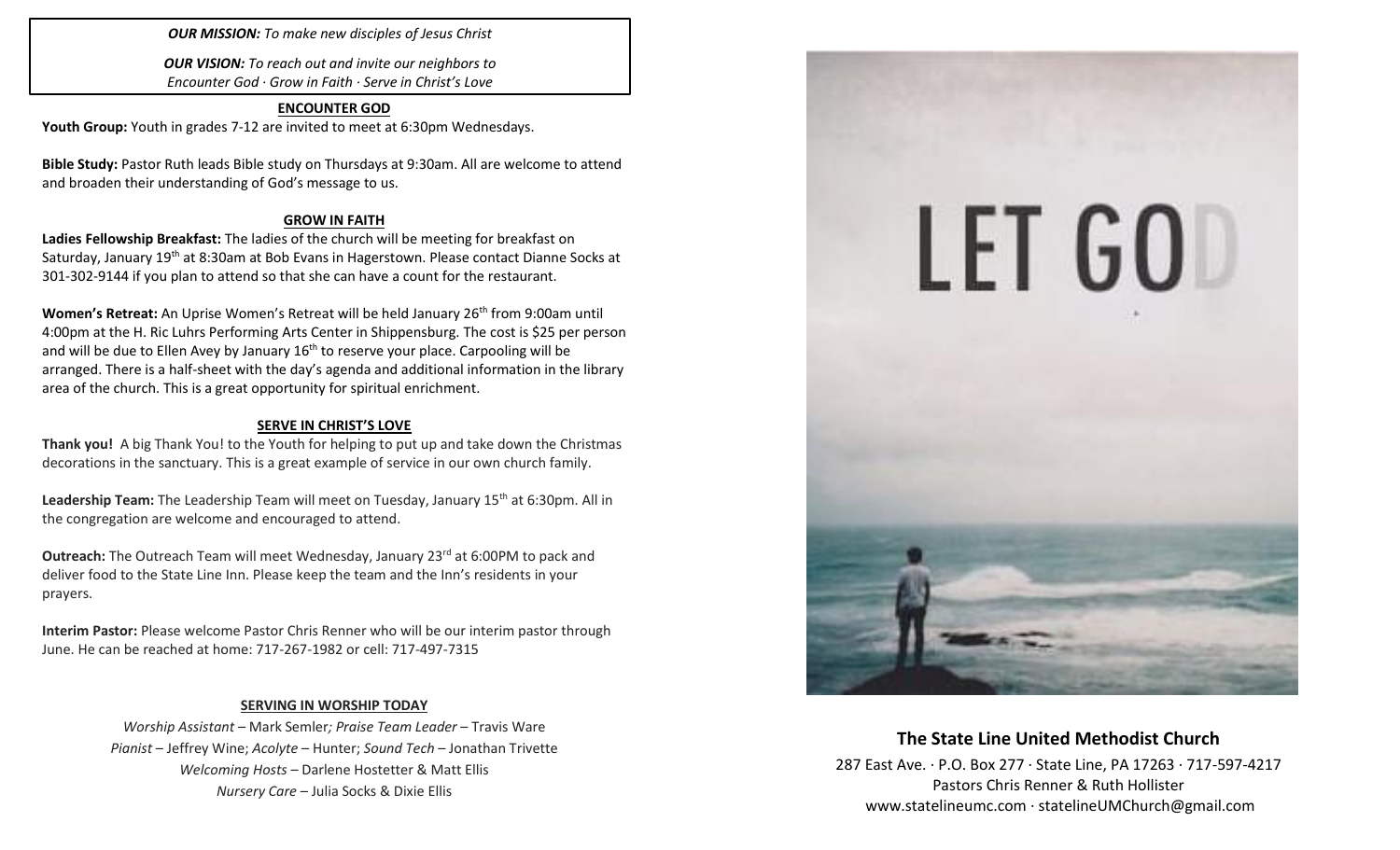***OUR MISSION:*** *To make new disciples of Jesus Christ*

***OUR VISION:*** *To reach out and invite our neighbors to Encounter God · Grow in Faith · Serve in Christ's Love*

## ENCOUNTER GOD

**Youth Group:** Youth in grades 7-12 are invited to meet at 6:30pm Wednesdays.

**Bible Study:** Pastor Ruth leads Bible study on Thursdays at 9:30am. All are welcome to attend and broaden their understanding of God's message to us.

## GROW IN FAITH

**Ladies Fellowship Breakfast:** The ladies of the church will be meeting for breakfast on Saturday, January 19th at 8:30am at Bob Evans in Hagerstown. Please contact Dianne Socks at 301-302-9144 if you plan to attend so that she can have a count for the restaurant.

**Women's Retreat:** An Uprise Women's Retreat will be held January 26th from 9:00am until 4:00pm at the H. Ric Luhrs Performing Arts Center in Shippensburg. The cost is $25 per person and will be due to Ellen Avey by January 16th to reserve your place. Carpooling will be arranged. There is a half-sheet with the day's agenda and additional information in the library area of the church. This is a great opportunity for spiritual enrichment.

## SERVE IN CHRIST'S LOVE

**Thank you!** A big Thank You! to the Youth for helping to put up and take down the Christmas decorations in the sanctuary. This is a great example of service in our own church family.

**Leadership Team:** The Leadership Team will meet on Tuesday, January 15th at 6:30pm. All in the congregation are welcome and encouraged to attend.

**Outreach:** The Outreach Team will meet Wednesday, January 23rd at 6:00PM to pack and deliver food to the State Line Inn. Please keep the team and the Inn's residents in your prayers.

**Interim Pastor:** Please welcome Pastor Chris Renner who will be our interim pastor through June. He can be reached at home: 717-267-1982 or cell: 717-497-7315

## SERVING IN WORSHIP TODAY

*Worship Assistant* – Mark Semler; *Praise Team Leader* – Travis Ware
*Pianist* – Jeffrey Wine; *Acolyte* – Hunter; *Sound Tech* – Jonathan Trivette
*Welcoming Hosts* – Darlene Hostetter & Matt Ellis
*Nursery Care* – Julia Socks & Dixie Ellis

LET GOD

# The State Line United Methodist Church

287 East Ave. · P.O. Box 277 · State Line, PA 17263 · 717-597-4217
Pastors Chris Renner & Ruth Hollister
www.statelineumc.com · statelineUMChurch@gmail.com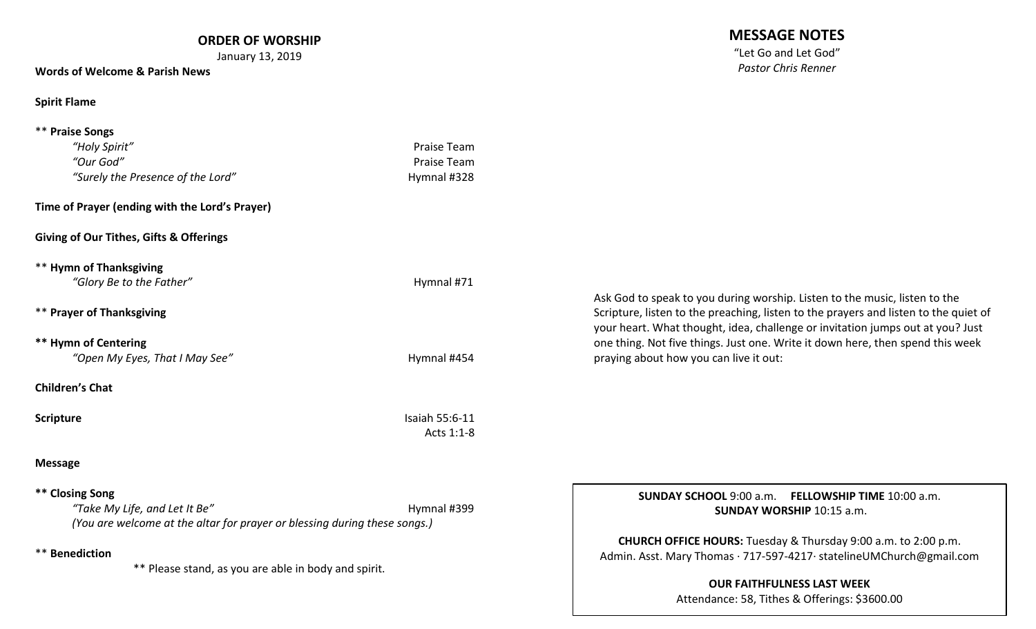## ORDER OF WORSHIP

January 13, 2019

**Words of Welcome & Parish News**

**Spirit Flame**

** **Praise Songs**

*"Holy Spirit"* — Praise Team

*"Our God"* — Praise Team

*"Surely the Presence of the Lord"* — Hymnal #328

**Time of Prayer (ending with the Lord's Prayer)**

**Giving of Our Tithes, Gifts & Offerings**

** **Hymn of Thanksgiving**

*"Glory Be to the Father"* — Hymnal #71

** **Prayer of Thanksgiving**

** **Hymn of Centering**

*"Open My Eyes, That I May See"* — Hymnal #454

**Children's Chat**

**Scripture** — Isaiah 55:6-11, Acts 1:1-8

**Message**

** **Closing Song**

*"Take My Life, and Let It Be"* — Hymnal #399

*(You are welcome at the altar for prayer or blessing during these songs.)*

** **Benediction**

** Please stand, as you are able in body and spirit.

## MESSAGE NOTES

"Let Go and Let God"

*Pastor Chris Renner*

Ask God to speak to you during worship. Listen to the music, listen to the Scripture, listen to the preaching, listen to the prayers and listen to the quiet of your heart. What thought, idea, challenge or invitation jumps out at you? Just one thing. Not five things. Just one. Write it down here, then spend this week praying about how you can live it out:

**SUNDAY SCHOOL** 9:00 a.m. **FELLOWSHIP TIME** 10:00 a.m.
**SUNDAY WORSHIP** 10:15 a.m.

**CHURCH OFFICE HOURS:** Tuesday & Thursday 9:00 a.m. to 2:00 p.m.
Admin. Asst. Mary Thomas · 717-597-4217· statelineUMChurch@gmail.com

**OUR FAITHFULNESS LAST WEEK**
Attendance: 58, Tithes & Offerings: $3600.00